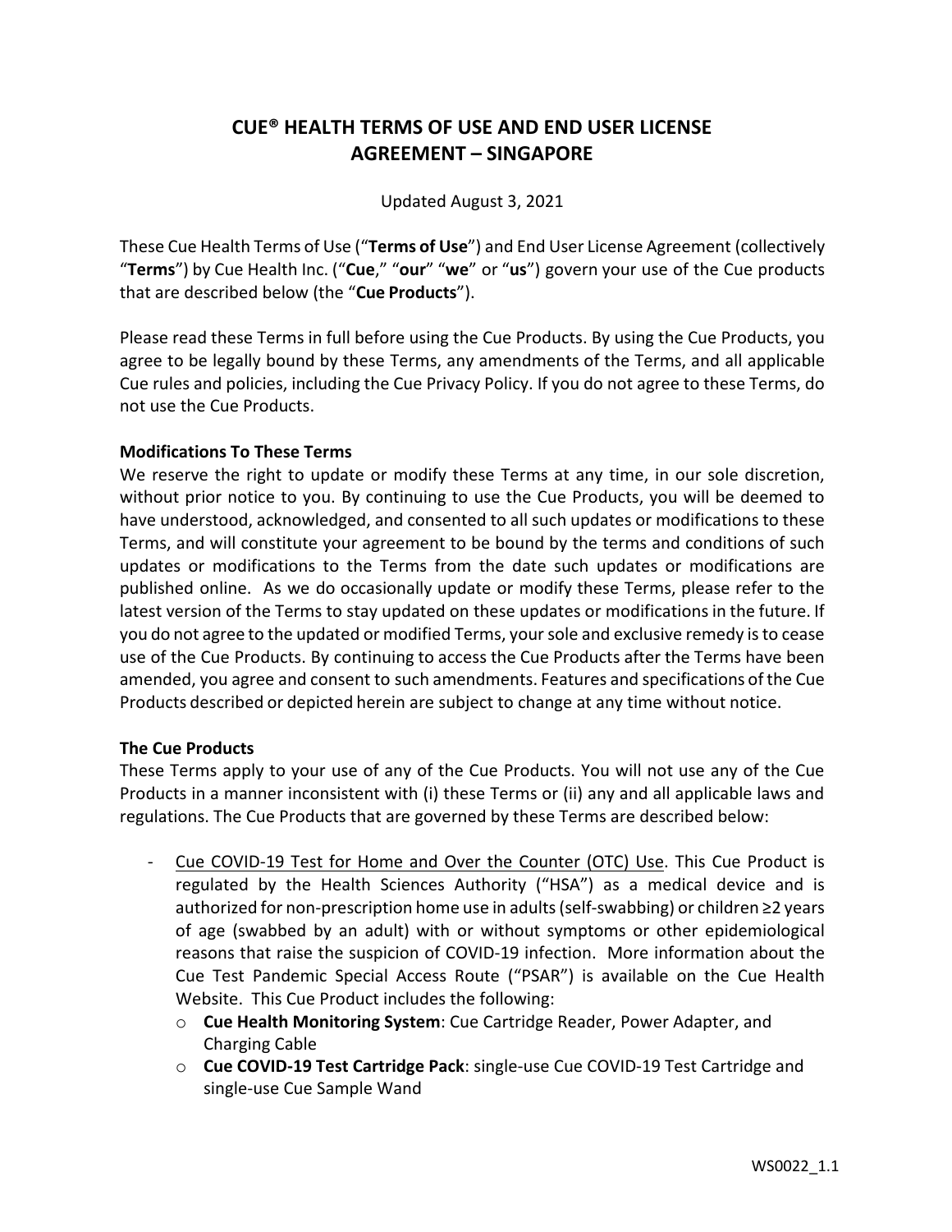# CUE® HEALTH TERMS OF USE AND END USER LICENSE AGREEMENT – SINGAPORE

Updated August 3, 2021

These Cue Health Terms of Use ("**Terms of Use**") and End User License Agreement (collectively "**Terms**") by Cue Health Inc. ("**Cue**," "**our**" "**we**" or "**us**") govern your use of the Cue products that are described below (the "**Cue Products**").

Please read these Terms in full before using the Cue Products. By using the Cue Products, you agree to be legally bound by these Terms, any amendments of the Terms, and all applicable Cue rules and policies, including the Cue Privacy Policy. If you do not agree to these Terms, do not use the Cue Products.

**Modifications To These Terms**

We reserve the right to update or modify these Terms at any time, in our sole discretion, without prior notice to you. By continuing to use the Cue Products, you will be deemed to have understood, acknowledged, and consented to all such updates or modifications to these Terms, and will constitute your agreement to be bound by the terms and conditions of such updates or modifications to the Terms from the date such updates or modifications are published online. As we do occasionally update or modify these Terms, please refer to the latest version of the Terms to stay updated on these updates or modifications in the future. If you do not agree to the updated or modified Terms, your sole and exclusive remedy is to cease use of the Cue Products. By continuing to access the Cue Products after the Terms have been amended, you agree and consent to such amendments. Features and specifications of the Cue Products described or depicted herein are subject to change at any time without notice.

**The Cue Products**

These Terms apply to your use of any of the Cue Products. You will not use any of the Cue Products in a manner inconsistent with (i) these Terms or (ii) any and all applicable laws and regulations. The Cue Products that are governed by these Terms are described below:

- Cue COVID-19 Test for Home and Over the Counter (OTC) Use. This Cue Product is regulated by the Health Sciences Authority ("HSA") as a medical device and is authorized for non-prescription home use in adults (self-swabbing) or children ≥2 years of age (swabbed by an adult) with or without symptoms or other epidemiological reasons that raise the suspicion of COVID-19 infection. More information about the Cue Test Pandemic Special Access Route ("PSAR") is available on the Cue Health Website. This Cue Product includes the following:
  - **Cue Health Monitoring System**: Cue Cartridge Reader, Power Adapter, and Charging Cable
  - **Cue COVID-19 Test Cartridge Pack**: single-use Cue COVID-19 Test Cartridge and single-use Cue Sample Wand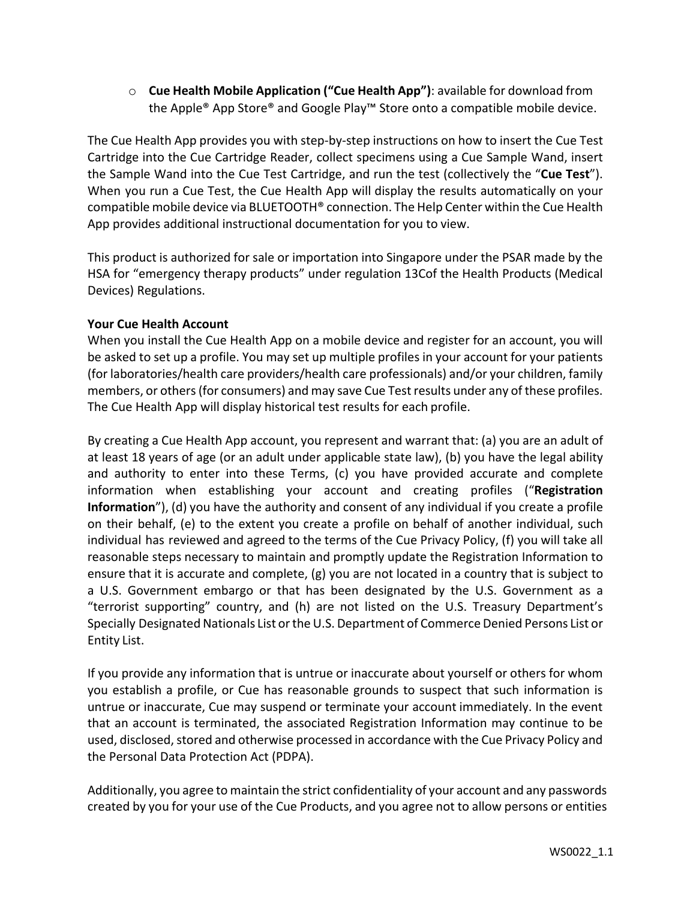- **Cue Health Mobile Application ("Cue Health App")**: available for download from the Apple® App Store® and Google Play™ Store onto a compatible mobile device.

The Cue Health App provides you with step-by-step instructions on how to insert the Cue Test Cartridge into the Cue Cartridge Reader, collect specimens using a Cue Sample Wand, insert the Sample Wand into the Cue Test Cartridge, and run the test (collectively the "**Cue Test**"). When you run a Cue Test, the Cue Health App will display the results automatically on your compatible mobile device via BLUETOOTH® connection. The Help Center within the Cue Health App provides additional instructional documentation for you to view.

This product is authorized for sale or importation into Singapore under the PSAR made by the HSA for "emergency therapy products" under regulation 13Cof the Health Products (Medical Devices) Regulations.

**Your Cue Health Account**

When you install the Cue Health App on a mobile device and register for an account, you will be asked to set up a profile. You may set up multiple profiles in your account for your patients (for laboratories/health care providers/health care professionals) and/or your children, family members, or others (for consumers) and may save Cue Test results under any of these profiles. The Cue Health App will display historical test results for each profile.

By creating a Cue Health App account, you represent and warrant that: (a) you are an adult of at least 18 years of age (or an adult under applicable state law), (b) you have the legal ability and authority to enter into these Terms, (c) you have provided accurate and complete information when establishing your account and creating profiles ("**Registration Information**"), (d) you have the authority and consent of any individual if you create a profile on their behalf, (e) to the extent you create a profile on behalf of another individual, such individual has reviewed and agreed to the terms of the Cue Privacy Policy, (f) you will take all reasonable steps necessary to maintain and promptly update the Registration Information to ensure that it is accurate and complete, (g) you are not located in a country that is subject to a U.S. Government embargo or that has been designated by the U.S. Government as a "terrorist supporting" country, and (h) are not listed on the U.S. Treasury Department's Specially Designated Nationals List or the U.S. Department of Commerce Denied Persons List or Entity List.

If you provide any information that is untrue or inaccurate about yourself or others for whom you establish a profile, or Cue has reasonable grounds to suspect that such information is untrue or inaccurate, Cue may suspend or terminate your account immediately. In the event that an account is terminated, the associated Registration Information may continue to be used, disclosed, stored and otherwise processed in accordance with the Cue Privacy Policy and the Personal Data Protection Act (PDPA).

Additionally, you agree to maintain the strict confidentiality of your account and any passwords created by you for your use of the Cue Products, and you agree not to allow persons or entities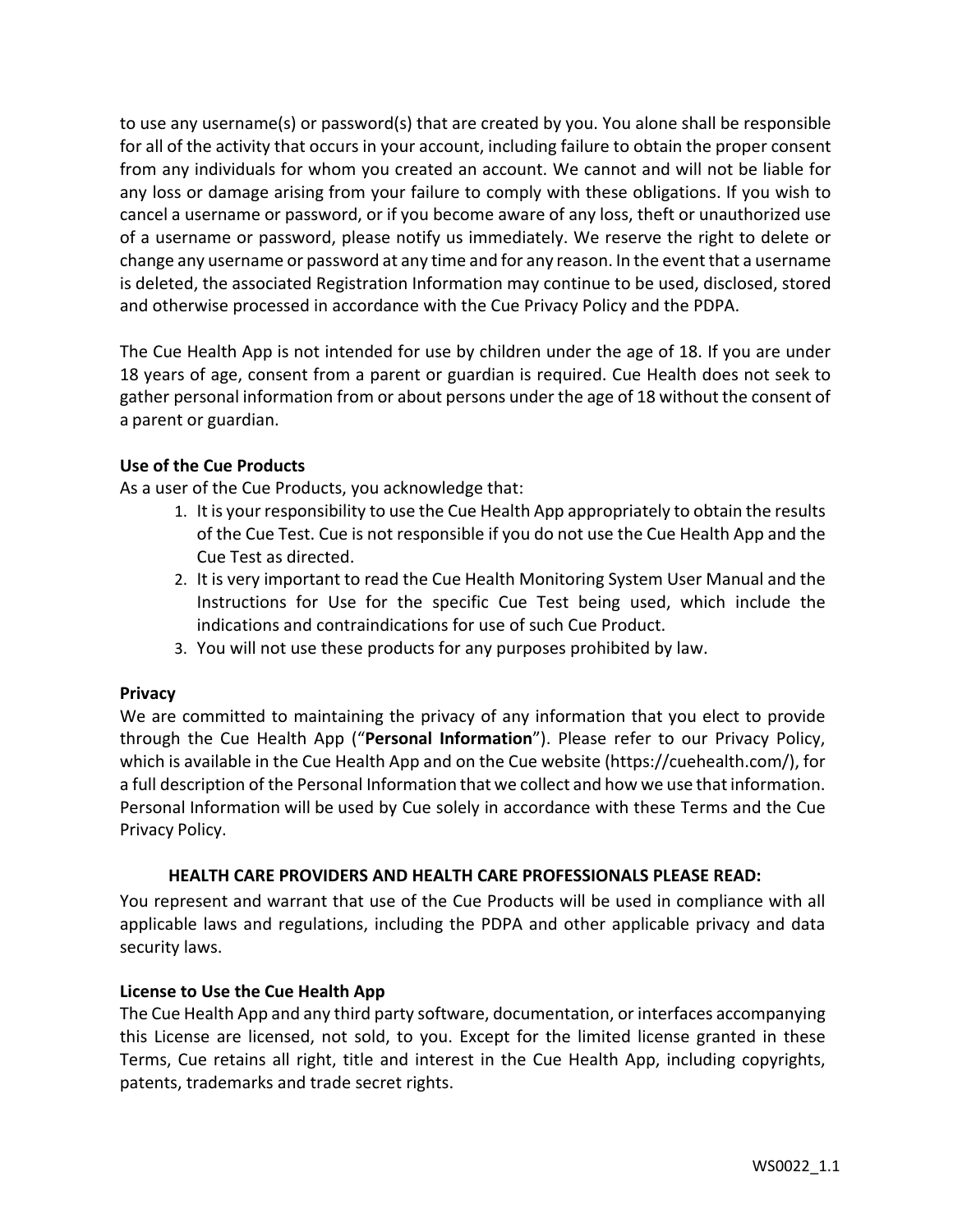to use any username(s) or password(s) that are created by you. You alone shall be responsible for all of the activity that occurs in your account, including failure to obtain the proper consent from any individuals for whom you created an account. We cannot and will not be liable for any loss or damage arising from your failure to comply with these obligations. If you wish to cancel a username or password, or if you become aware of any loss, theft or unauthorized use of a username or password, please notify us immediately. We reserve the right to delete or change any username or password at any time and for any reason. In the event that a username is deleted, the associated Registration Information may continue to be used, disclosed, stored and otherwise processed in accordance with the Cue Privacy Policy and the PDPA.

The Cue Health App is not intended for use by children under the age of 18. If you are under 18 years of age, consent from a parent or guardian is required. Cue Health does not seek to gather personal information from or about persons under the age of 18 without the consent of a parent or guardian.

**Use of the Cue Products**

As a user of the Cue Products, you acknowledge that:

1. It is your responsibility to use the Cue Health App appropriately to obtain the results of the Cue Test. Cue is not responsible if you do not use the Cue Health App and the Cue Test as directed.
2. It is very important to read the Cue Health Monitoring System User Manual and the Instructions for Use for the specific Cue Test being used, which include the indications and contraindications for use of such Cue Product.
3. You will not use these products for any purposes prohibited by law.

**Privacy**

We are committed to maintaining the privacy of any information that you elect to provide through the Cue Health App ("**Personal Information**"). Please refer to our Privacy Policy, which is available in the Cue Health App and on the Cue website (https://cuehealth.com/), for a full description of the Personal Information that we collect and how we use that information. Personal Information will be used by Cue solely in accordance with these Terms and the Cue Privacy Policy.

**HEALTH CARE PROVIDERS AND HEALTH CARE PROFESSIONALS PLEASE READ:**

You represent and warrant that use of the Cue Products will be used in compliance with all applicable laws and regulations, including the PDPA and other applicable privacy and data security laws.

**License to Use the Cue Health App**

The Cue Health App and any third party software, documentation, or interfaces accompanying this License are licensed, not sold, to you. Except for the limited license granted in these Terms, Cue retains all right, title and interest in the Cue Health App, including copyrights, patents, trademarks and trade secret rights.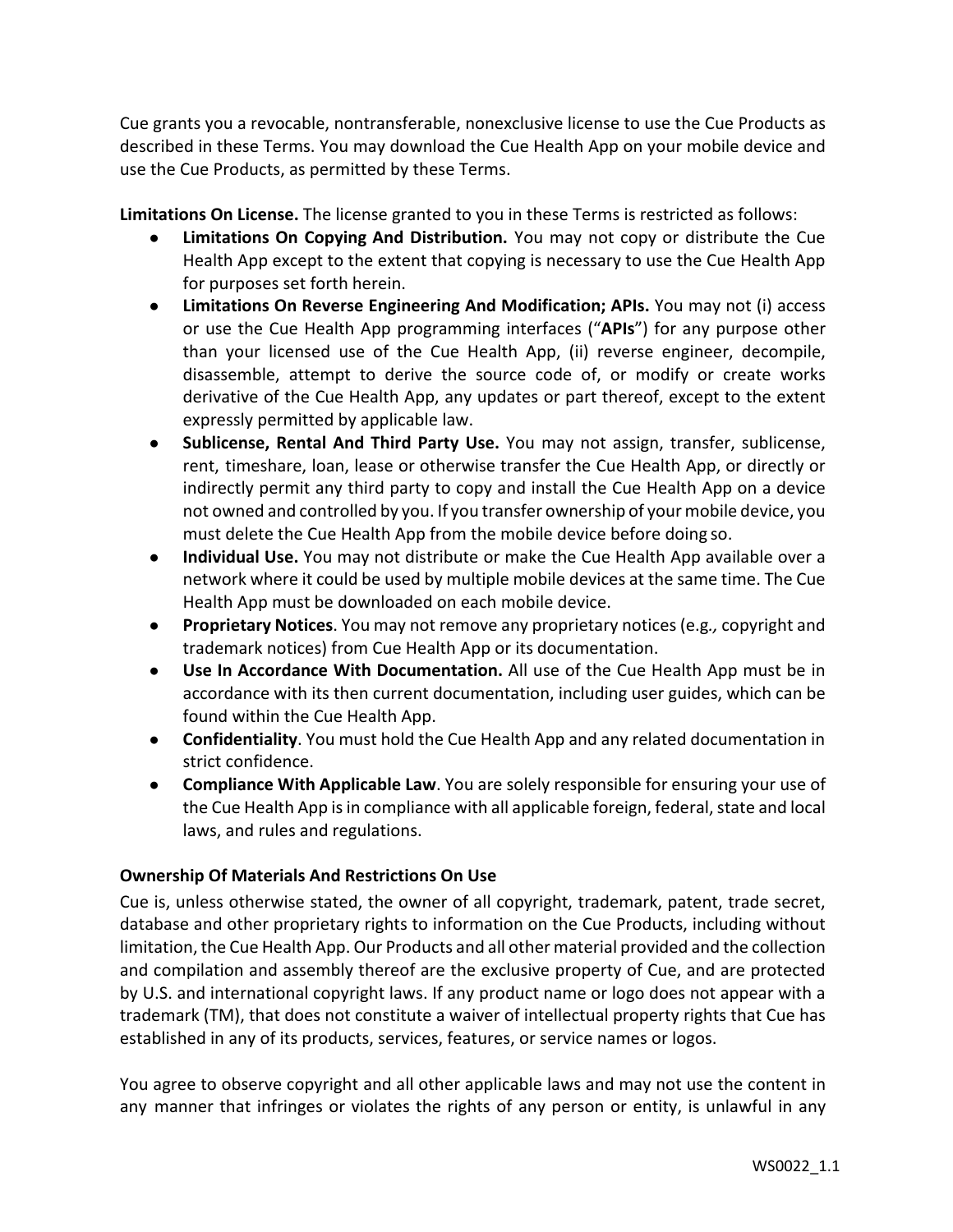Cue grants you a revocable, nontransferable, nonexclusive license to use the Cue Products as described in these Terms. You may download the Cue Health App on your mobile device and use the Cue Products, as permitted by these Terms.

**Limitations On License.** The license granted to you in these Terms is restricted as follows:

- **Limitations On Copying And Distribution.** You may not copy or distribute the Cue Health App except to the extent that copying is necessary to use the Cue Health App for purposes set forth herein.
- **Limitations On Reverse Engineering And Modification; APIs.** You may not (i) access or use the Cue Health App programming interfaces ("**APIs**") for any purpose other than your licensed use of the Cue Health App, (ii) reverse engineer, decompile, disassemble, attempt to derive the source code of, or modify or create works derivative of the Cue Health App, any updates or part thereof, except to the extent expressly permitted by applicable law.
- **Sublicense, Rental And Third Party Use.** You may not assign, transfer, sublicense, rent, timeshare, loan, lease or otherwise transfer the Cue Health App, or directly or indirectly permit any third party to copy and install the Cue Health App on a device not owned and controlled by you. If you transfer ownership of your mobile device, you must delete the Cue Health App from the mobile device before doing so.
- **Individual Use.** You may not distribute or make the Cue Health App available over a network where it could be used by multiple mobile devices at the same time. The Cue Health App must be downloaded on each mobile device.
- **Proprietary Notices**. You may not remove any proprietary notices (e.g*.,* copyright and trademark notices) from Cue Health App or its documentation.
- **Use In Accordance With Documentation.** All use of the Cue Health App must be in accordance with its then current documentation, including user guides, which can be found within the Cue Health App.
- **Confidentiality**. You must hold the Cue Health App and any related documentation in strict confidence.
- **Compliance With Applicable Law**. You are solely responsible for ensuring your use of the Cue Health App is in compliance with all applicable foreign, federal, state and local laws, and rules and regulations.

**Ownership Of Materials And Restrictions On Use**

Cue is, unless otherwise stated, the owner of all copyright, trademark, patent, trade secret, database and other proprietary rights to information on the Cue Products, including without limitation, the Cue Health App. Our Products and all other material provided and the collection and compilation and assembly thereof are the exclusive property of Cue, and are protected by U.S. and international copyright laws. If any product name or logo does not appear with a trademark (TM), that does not constitute a waiver of intellectual property rights that Cue has established in any of its products, services, features, or service names or logos.

You agree to observe copyright and all other applicable laws and may not use the content in any manner that infringes or violates the rights of any person or entity, is unlawful in any

WS0022_1.1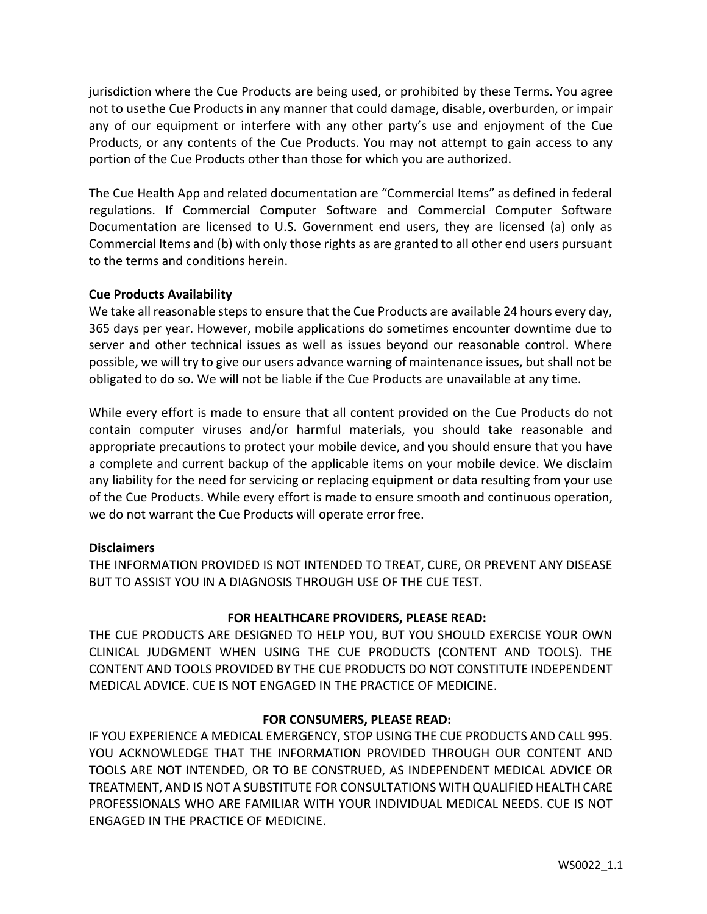jurisdiction where the Cue Products are being used, or prohibited by these Terms. You agree not to usethe Cue Products in any manner that could damage, disable, overburden, or impair any of our equipment or interfere with any other party's use and enjoyment of the Cue Products, or any contents of the Cue Products. You may not attempt to gain access to any portion of the Cue Products other than those for which you are authorized.

The Cue Health App and related documentation are "Commercial Items" as defined in federal regulations. If Commercial Computer Software and Commercial Computer Software Documentation are licensed to U.S. Government end users, they are licensed (a) only as Commercial Items and (b) with only those rights as are granted to all other end users pursuant to the terms and conditions herein.

**Cue Products Availability**

We take all reasonable steps to ensure that the Cue Products are available 24 hours every day, 365 days per year. However, mobile applications do sometimes encounter downtime due to server and other technical issues as well as issues beyond our reasonable control. Where possible, we will try to give our users advance warning of maintenance issues, but shall not be obligated to do so. We will not be liable if the Cue Products are unavailable at any time.

While every effort is made to ensure that all content provided on the Cue Products do not contain computer viruses and/or harmful materials, you should take reasonable and appropriate precautions to protect your mobile device, and you should ensure that you have a complete and current backup of the applicable items on your mobile device. We disclaim any liability for the need for servicing or replacing equipment or data resulting from your use of the Cue Products. While every effort is made to ensure smooth and continuous operation, we do not warrant the Cue Products will operate error free.

**Disclaimers**

THE INFORMATION PROVIDED IS NOT INTENDED TO TREAT, CURE, OR PREVENT ANY DISEASE BUT TO ASSIST YOU IN A DIAGNOSIS THROUGH USE OF THE CUE TEST.

**FOR HEALTHCARE PROVIDERS, PLEASE READ:**

THE CUE PRODUCTS ARE DESIGNED TO HELP YOU, BUT YOU SHOULD EXERCISE YOUR OWN CLINICAL JUDGMENT WHEN USING THE CUE PRODUCTS (CONTENT AND TOOLS). THE CONTENT AND TOOLS PROVIDED BY THE CUE PRODUCTS DO NOT CONSTITUTE INDEPENDENT MEDICAL ADVICE. CUE IS NOT ENGAGED IN THE PRACTICE OF MEDICINE.

**FOR CONSUMERS, PLEASE READ:**

IF YOU EXPERIENCE A MEDICAL EMERGENCY, STOP USING THE CUE PRODUCTS AND CALL 995. YOU ACKNOWLEDGE THAT THE INFORMATION PROVIDED THROUGH OUR CONTENT AND TOOLS ARE NOT INTENDED, OR TO BE CONSTRUED, AS INDEPENDENT MEDICAL ADVICE OR TREATMENT, AND IS NOT A SUBSTITUTE FOR CONSULTATIONS WITH QUALIFIED HEALTH CARE PROFESSIONALS WHO ARE FAMILIAR WITH YOUR INDIVIDUAL MEDICAL NEEDS. CUE IS NOT ENGAGED IN THE PRACTICE OF MEDICINE.

WS0022_1.1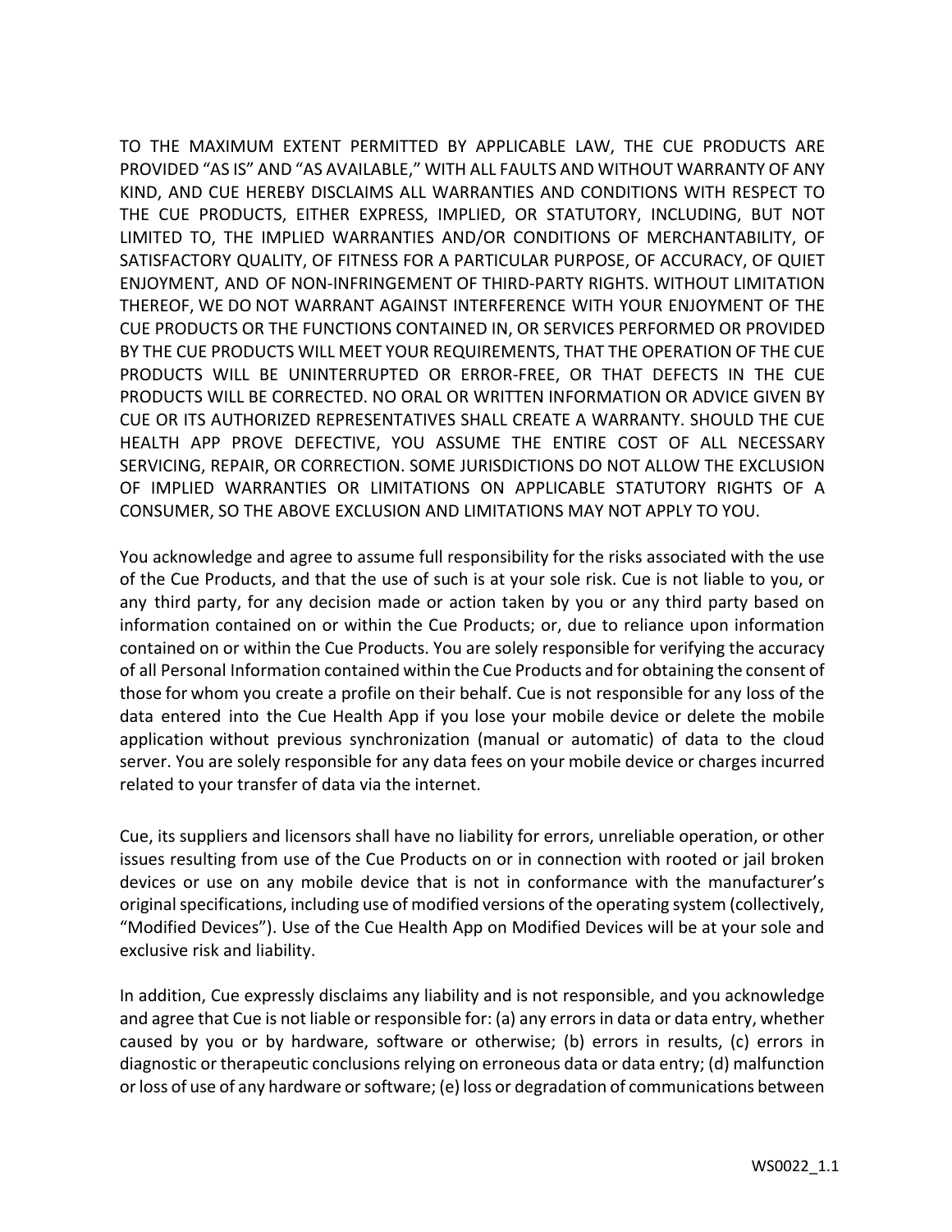TO THE MAXIMUM EXTENT PERMITTED BY APPLICABLE LAW, THE CUE PRODUCTS ARE PROVIDED "AS IS" AND "AS AVAILABLE," WITH ALL FAULTS AND WITHOUT WARRANTY OF ANY KIND, AND CUE HEREBY DISCLAIMS ALL WARRANTIES AND CONDITIONS WITH RESPECT TO THE CUE PRODUCTS, EITHER EXPRESS, IMPLIED, OR STATUTORY, INCLUDING, BUT NOT LIMITED TO, THE IMPLIED WARRANTIES AND/OR CONDITIONS OF MERCHANTABILITY, OF SATISFACTORY QUALITY, OF FITNESS FOR A PARTICULAR PURPOSE, OF ACCURACY, OF QUIET ENJOYMENT, AND OF NON-INFRINGEMENT OF THIRD-PARTY RIGHTS. WITHOUT LIMITATION THEREOF, WE DO NOT WARRANT AGAINST INTERFERENCE WITH YOUR ENJOYMENT OF THE CUE PRODUCTS OR THE FUNCTIONS CONTAINED IN, OR SERVICES PERFORMED OR PROVIDED BY THE CUE PRODUCTS WILL MEET YOUR REQUIREMENTS, THAT THE OPERATION OF THE CUE PRODUCTS WILL BE UNINTERRUPTED OR ERROR-FREE, OR THAT DEFECTS IN THE CUE PRODUCTS WILL BE CORRECTED. NO ORAL OR WRITTEN INFORMATION OR ADVICE GIVEN BY CUE OR ITS AUTHORIZED REPRESENTATIVES SHALL CREATE A WARRANTY. SHOULD THE CUE HEALTH APP PROVE DEFECTIVE, YOU ASSUME THE ENTIRE COST OF ALL NECESSARY SERVICING, REPAIR, OR CORRECTION. SOME JURISDICTIONS DO NOT ALLOW THE EXCLUSION OF IMPLIED WARRANTIES OR LIMITATIONS ON APPLICABLE STATUTORY RIGHTS OF A CONSUMER, SO THE ABOVE EXCLUSION AND LIMITATIONS MAY NOT APPLY TO YOU.

You acknowledge and agree to assume full responsibility for the risks associated with the use of the Cue Products, and that the use of such is at your sole risk. Cue is not liable to you, or any third party, for any decision made or action taken by you or any third party based on information contained on or within the Cue Products; or, due to reliance upon information contained on or within the Cue Products. You are solely responsible for verifying the accuracy of all Personal Information contained within the Cue Products and for obtaining the consent of those for whom you create a profile on their behalf. Cue is not responsible for any loss of the data entered into the Cue Health App if you lose your mobile device or delete the mobile application without previous synchronization (manual or automatic) of data to the cloud server. You are solely responsible for any data fees on your mobile device or charges incurred related to your transfer of data via the internet.

Cue, its suppliers and licensors shall have no liability for errors, unreliable operation, or other issues resulting from use of the Cue Products on or in connection with rooted or jail broken devices or use on any mobile device that is not in conformance with the manufacturer's original specifications, including use of modified versions of the operating system (collectively, "Modified Devices"). Use of the Cue Health App on Modified Devices will be at your sole and exclusive risk and liability.

In addition, Cue expressly disclaims any liability and is not responsible, and you acknowledge and agree that Cue is not liable or responsible for: (a) any errors in data or data entry, whether caused by you or by hardware, software or otherwise; (b) errors in results, (c) errors in diagnostic or therapeutic conclusions relying on erroneous data or data entry; (d) malfunction or loss of use of any hardware or software; (e) loss or degradation of communications between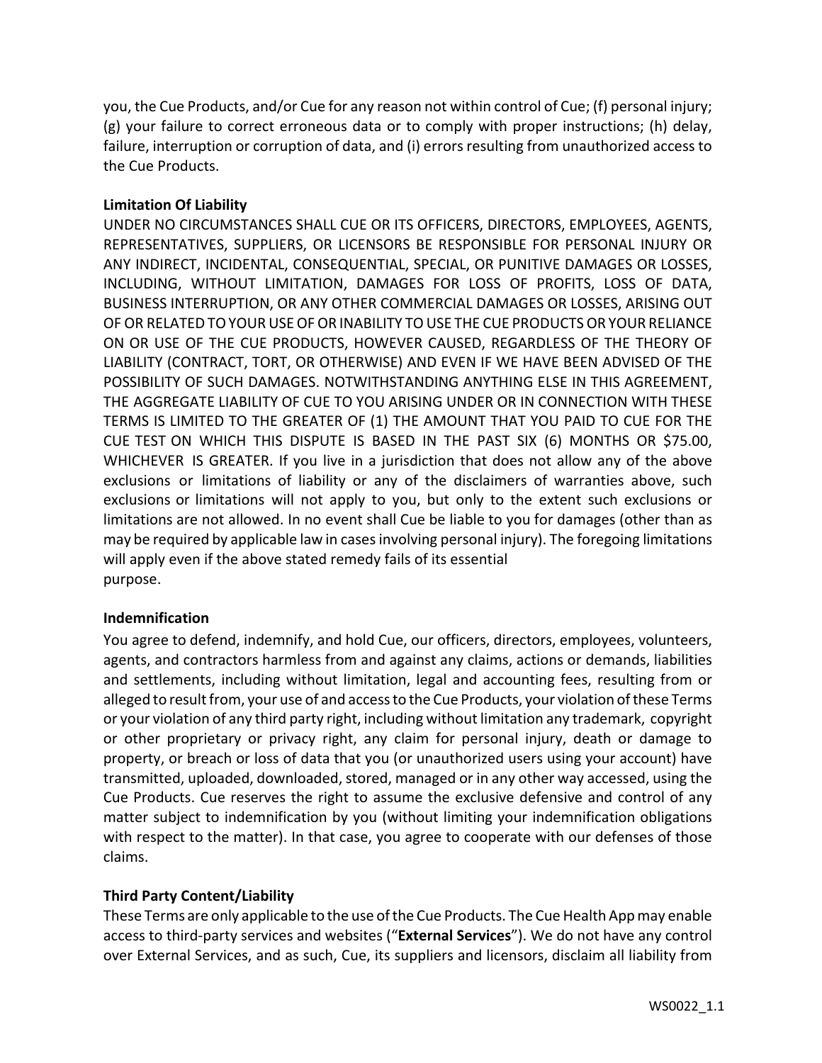you, the Cue Products, and/or Cue for any reason not within control of Cue; (f) personal injury; (g) your failure to correct erroneous data or to comply with proper instructions; (h) delay, failure, interruption or corruption of data, and (i) errors resulting from unauthorized access to the Cue Products.

**Limitation Of Liability**

UNDER NO CIRCUMSTANCES SHALL CUE OR ITS OFFICERS, DIRECTORS, EMPLOYEES, AGENTS, REPRESENTATIVES, SUPPLIERS, OR LICENSORS BE RESPONSIBLE FOR PERSONAL INJURY OR ANY INDIRECT, INCIDENTAL, CONSEQUENTIAL, SPECIAL, OR PUNITIVE DAMAGES OR LOSSES, INCLUDING, WITHOUT LIMITATION, DAMAGES FOR LOSS OF PROFITS, LOSS OF DATA, BUSINESS INTERRUPTION, OR ANY OTHER COMMERCIAL DAMAGES OR LOSSES, ARISING OUT OF OR RELATED TO YOUR USE OF OR INABILITY TO USE THE CUE PRODUCTS OR YOUR RELIANCE ON OR USE OF THE CUE PRODUCTS, HOWEVER CAUSED, REGARDLESS OF THE THEORY OF LIABILITY (CONTRACT, TORT, OR OTHERWISE) AND EVEN IF WE HAVE BEEN ADVISED OF THE POSSIBILITY OF SUCH DAMAGES. NOTWITHSTANDING ANYTHING ELSE IN THIS AGREEMENT, THE AGGREGATE LIABILITY OF CUE TO YOU ARISING UNDER OR IN CONNECTION WITH THESE TERMS IS LIMITED TO THE GREATER OF (1) THE AMOUNT THAT YOU PAID TO CUE FOR THE CUE TEST ON WHICH THIS DISPUTE IS BASED IN THE PAST SIX (6) MONTHS OR $75.00, WHICHEVER IS GREATER. If you live in a jurisdiction that does not allow any of the above exclusions or limitations of liability or any of the disclaimers of warranties above, such exclusions or limitations will not apply to you, but only to the extent such exclusions or limitations are not allowed. In no event shall Cue be liable to you for damages (other than as may be required by applicable law in cases involving personal injury). The foregoing limitations will apply even if the above stated remedy fails of its essential purpose.

**Indemnification**

You agree to defend, indemnify, and hold Cue, our officers, directors, employees, volunteers, agents, and contractors harmless from and against any claims, actions or demands, liabilities and settlements, including without limitation, legal and accounting fees, resulting from or alleged to result from, your use of and access to the Cue Products, your violation of these Terms or your violation of any third party right, including without limitation any trademark, copyright or other proprietary or privacy right, any claim for personal injury, death or damage to property, or breach or loss of data that you (or unauthorized users using your account) have transmitted, uploaded, downloaded, stored, managed or in any other way accessed, using the Cue Products. Cue reserves the right to assume the exclusive defensive and control of any matter subject to indemnification by you (without limiting your indemnification obligations with respect to the matter). In that case, you agree to cooperate with our defenses of those claims.

**Third Party Content/Liability**

These Terms are only applicable to the use of the Cue Products. The Cue Health App may enable access to third-party services and websites ("**External Services**"). We do not have any control over External Services, and as such, Cue, its suppliers and licensors, disclaim all liability from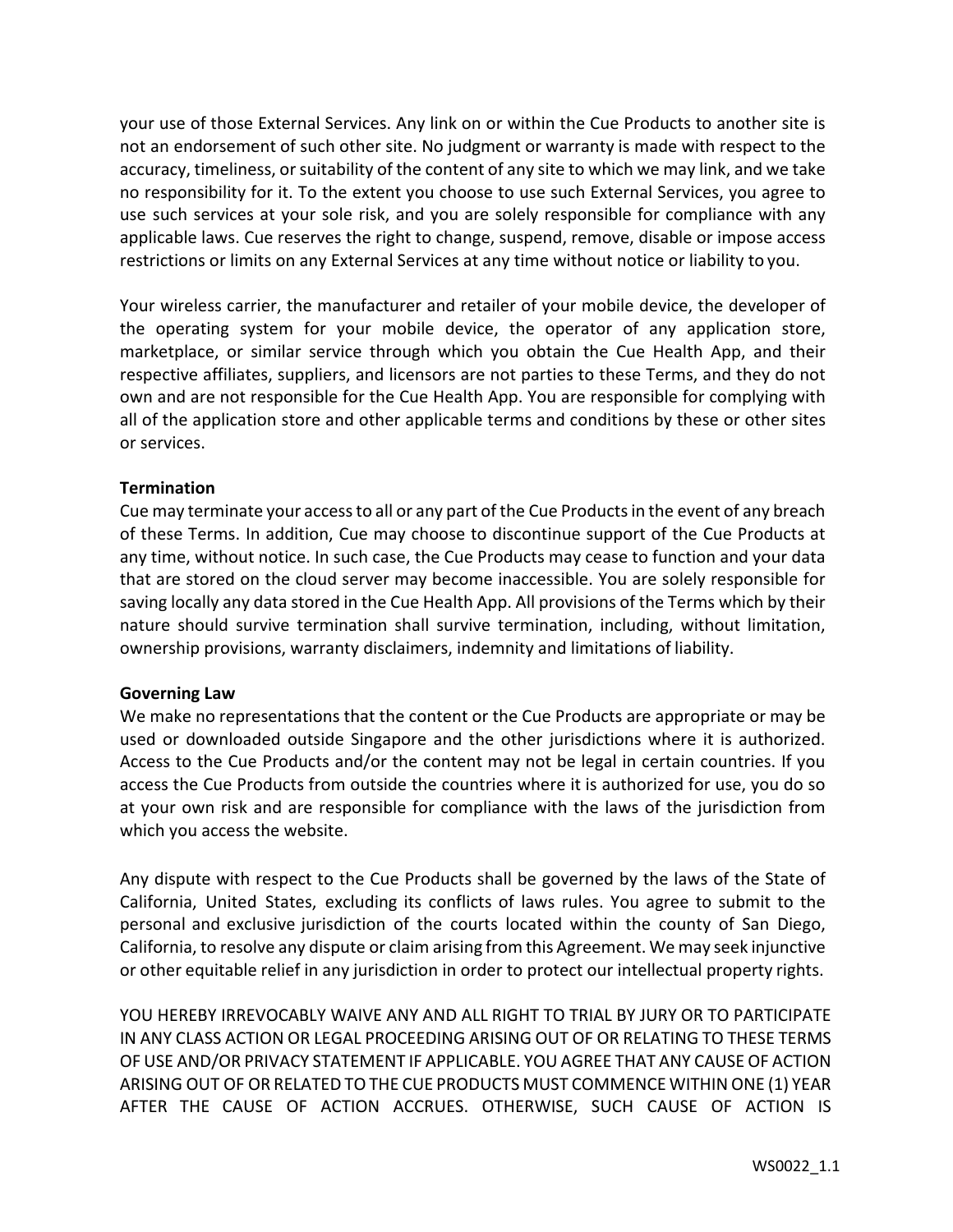your use of those External Services. Any link on or within the Cue Products to another site is not an endorsement of such other site. No judgment or warranty is made with respect to the accuracy, timeliness, or suitability of the content of any site to which we may link, and we take no responsibility for it. To the extent you choose to use such External Services, you agree to use such services at your sole risk, and you are solely responsible for compliance with any applicable laws. Cue reserves the right to change, suspend, remove, disable or impose access restrictions or limits on any External Services at any time without notice or liability to you.

Your wireless carrier, the manufacturer and retailer of your mobile device, the developer of the operating system for your mobile device, the operator of any application store, marketplace, or similar service through which you obtain the Cue Health App, and their respective affiliates, suppliers, and licensors are not parties to these Terms, and they do not own and are not responsible for the Cue Health App. You are responsible for complying with all of the application store and other applicable terms and conditions by these or other sites or services.

**Termination**

Cue may terminate your access to all or any part of the Cue Products in the event of any breach of these Terms. In addition, Cue may choose to discontinue support of the Cue Products at any time, without notice. In such case, the Cue Products may cease to function and your data that are stored on the cloud server may become inaccessible. You are solely responsible for saving locally any data stored in the Cue Health App. All provisions of the Terms which by their nature should survive termination shall survive termination, including, without limitation, ownership provisions, warranty disclaimers, indemnity and limitations of liability.

**Governing Law**

We make no representations that the content or the Cue Products are appropriate or may be used or downloaded outside Singapore and the other jurisdictions where it is authorized. Access to the Cue Products and/or the content may not be legal in certain countries. If you access the Cue Products from outside the countries where it is authorized for use, you do so at your own risk and are responsible for compliance with the laws of the jurisdiction from which you access the website.

Any dispute with respect to the Cue Products shall be governed by the laws of the State of California, United States, excluding its conflicts of laws rules. You agree to submit to the personal and exclusive jurisdiction of the courts located within the county of San Diego, California, to resolve any dispute or claim arising from this Agreement. We may seek injunctive or other equitable relief in any jurisdiction in order to protect our intellectual property rights.

YOU HEREBY IRREVOCABLY WAIVE ANY AND ALL RIGHT TO TRIAL BY JURY OR TO PARTICIPATE IN ANY CLASS ACTION OR LEGAL PROCEEDING ARISING OUT OF OR RELATING TO THESE TERMS OF USE AND/OR PRIVACY STATEMENT IF APPLICABLE. YOU AGREE THAT ANY CAUSE OF ACTION ARISING OUT OF OR RELATED TO THE CUE PRODUCTS MUST COMMENCE WITHIN ONE (1) YEAR AFTER THE CAUSE OF ACTION ACCRUES. OTHERWISE, SUCH CAUSE OF ACTION IS

WS0022_1.1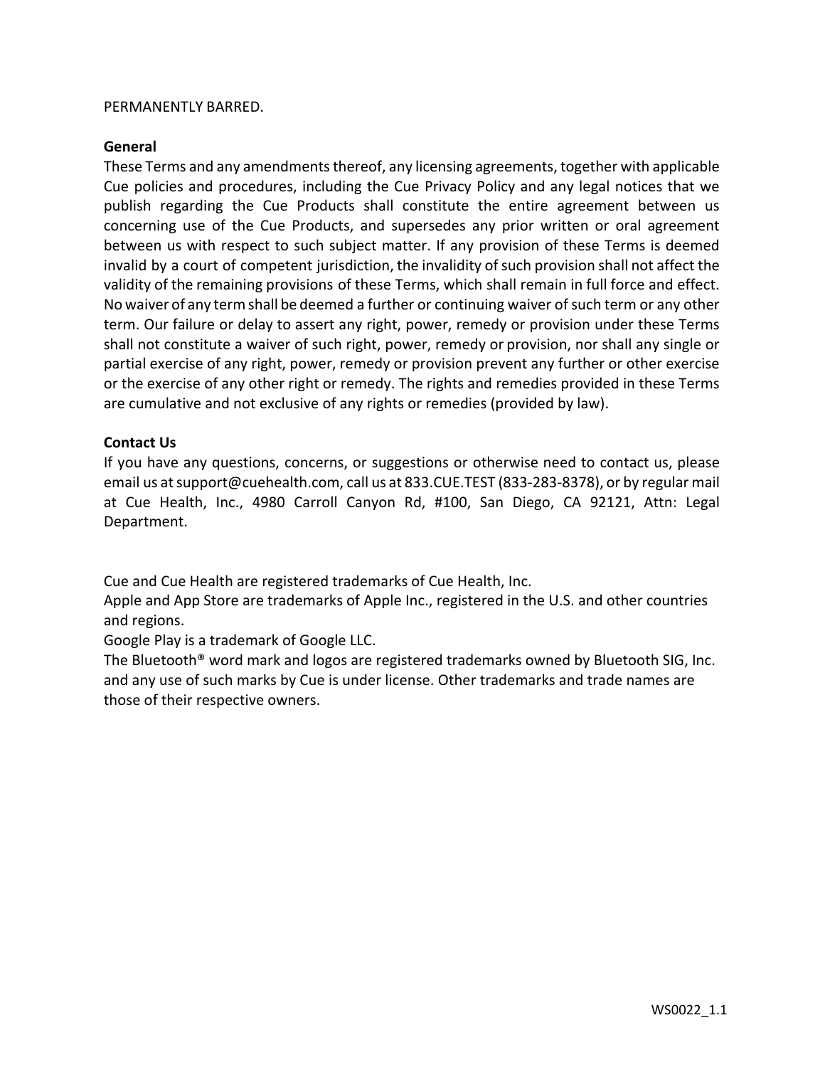PERMANENTLY BARRED.

**General**

These Terms and any amendments thereof, any licensing agreements, together with applicable Cue policies and procedures, including the Cue Privacy Policy and any legal notices that we publish regarding the Cue Products shall constitute the entire agreement between us concerning use of the Cue Products, and supersedes any prior written or oral agreement between us with respect to such subject matter. If any provision of these Terms is deemed invalid by a court of competent jurisdiction, the invalidity of such provision shall not affect the validity of the remaining provisions of these Terms, which shall remain in full force and effect. No waiver of any term shall be deemed a further or continuing waiver of such term or any other term. Our failure or delay to assert any right, power, remedy or provision under these Terms shall not constitute a waiver of such right, power, remedy or provision, nor shall any single or partial exercise of any right, power, remedy or provision prevent any further or other exercise or the exercise of any other right or remedy. The rights and remedies provided in these Terms are cumulative and not exclusive of any rights or remedies (provided by law).

**Contact Us**

If you have any questions, concerns, or suggestions or otherwise need to contact us, please email us at support@cuehealth.com, call us at 833.CUE.TEST (833-283-8378), or by regular mail at Cue Health, Inc., 4980 Carroll Canyon Rd, #100, San Diego, CA 92121, Attn: Legal Department.

Cue and Cue Health are registered trademarks of Cue Health, Inc.
Apple and App Store are trademarks of Apple Inc., registered in the U.S. and other countries and regions.
Google Play is a trademark of Google LLC.
The Bluetooth® word mark and logos are registered trademarks owned by Bluetooth SIG, Inc. and any use of such marks by Cue is under license. Other trademarks and trade names are those of their respective owners.

WS0022_1.1